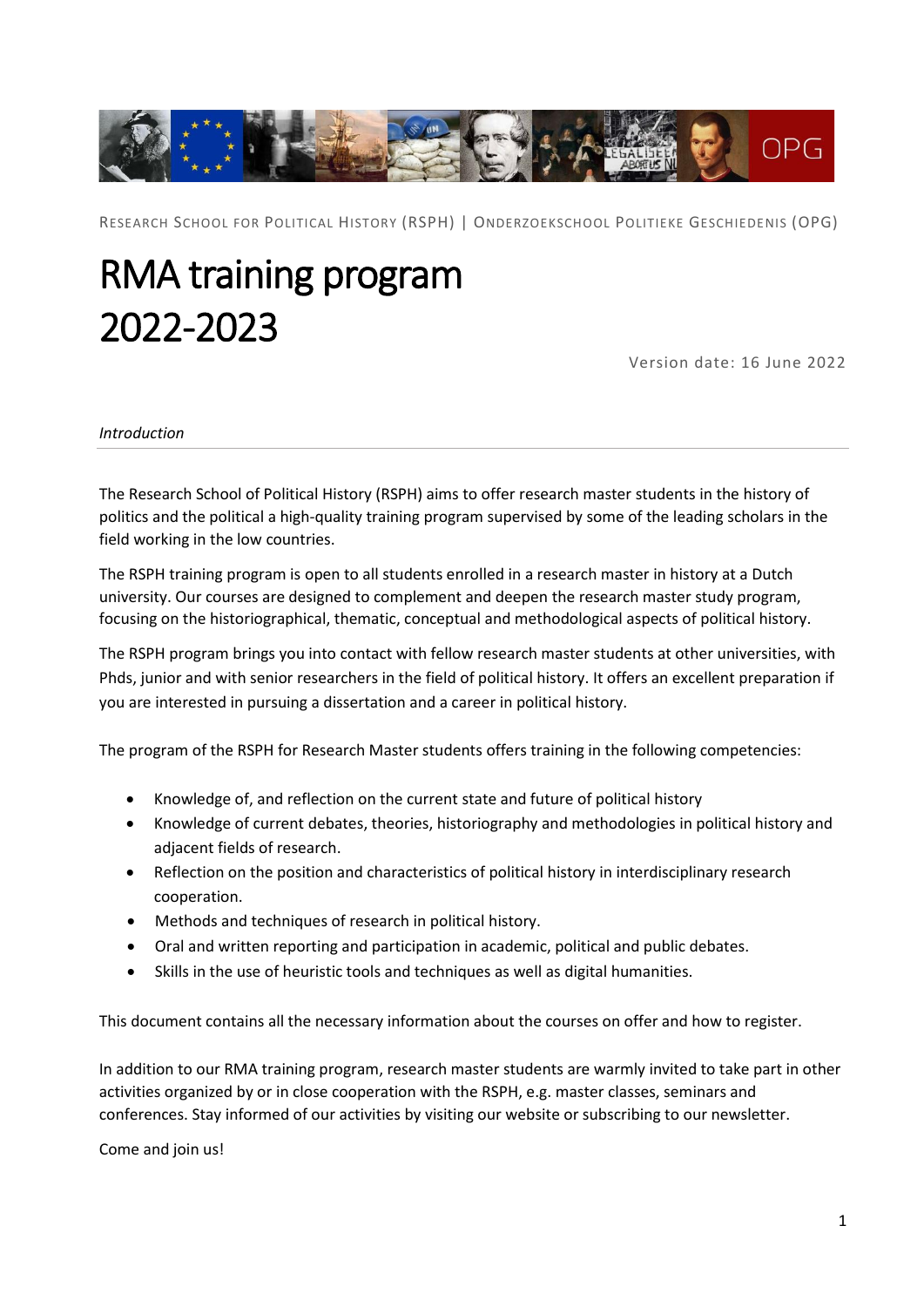Research School for Political History (RSPH) | Onderzoekschool Politieke Geschiedenis (OPG)

# RMA training program 2022-2023

Version date: 16 June 2022

*Introduction*

The Research School of Political History (RSPH) aims to offer research master students in the history of politics and the political a high-quality training program supervised by some of the leading scholars in the field working in the low countries.

The RSPH training program is open to all students enrolled in a research master in history at a Dutch university. Our courses are designed to complement and deepen the research master study program, focusing on the historiographical, thematic, conceptual and methodological aspects of political history.

The RSPH program brings you into contact with fellow research master students at other universities, with Phds, junior and with senior researchers in the field of political history. It offers an excellent preparation if you are interested in pursuing a dissertation and a career in political history.

The program of the RSPH for Research Master students offers training in the following competencies:

- Knowledge of, and reflection on the current state and future of political history
- Knowledge of current debates, theories, historiography and methodologies in political history and adjacent fields of research.
- Reflection on the position and characteristics of political history in interdisciplinary research cooperation.
- Methods and techniques of research in political history.
- Oral and written reporting and participation in academic, political and public debates.
- Skills in the use of heuristic tools and techniques as well as digital humanities.

This document contains all the necessary information about the courses on offer and how to register.

In addition to our RMA training program, research master students are warmly invited to take part in other activities organized by or in close cooperation with the RSPH, e.g. master classes, seminars and conferences. Stay informed of our activities by visiting our website or subscribing to our newsletter.

Come and join us!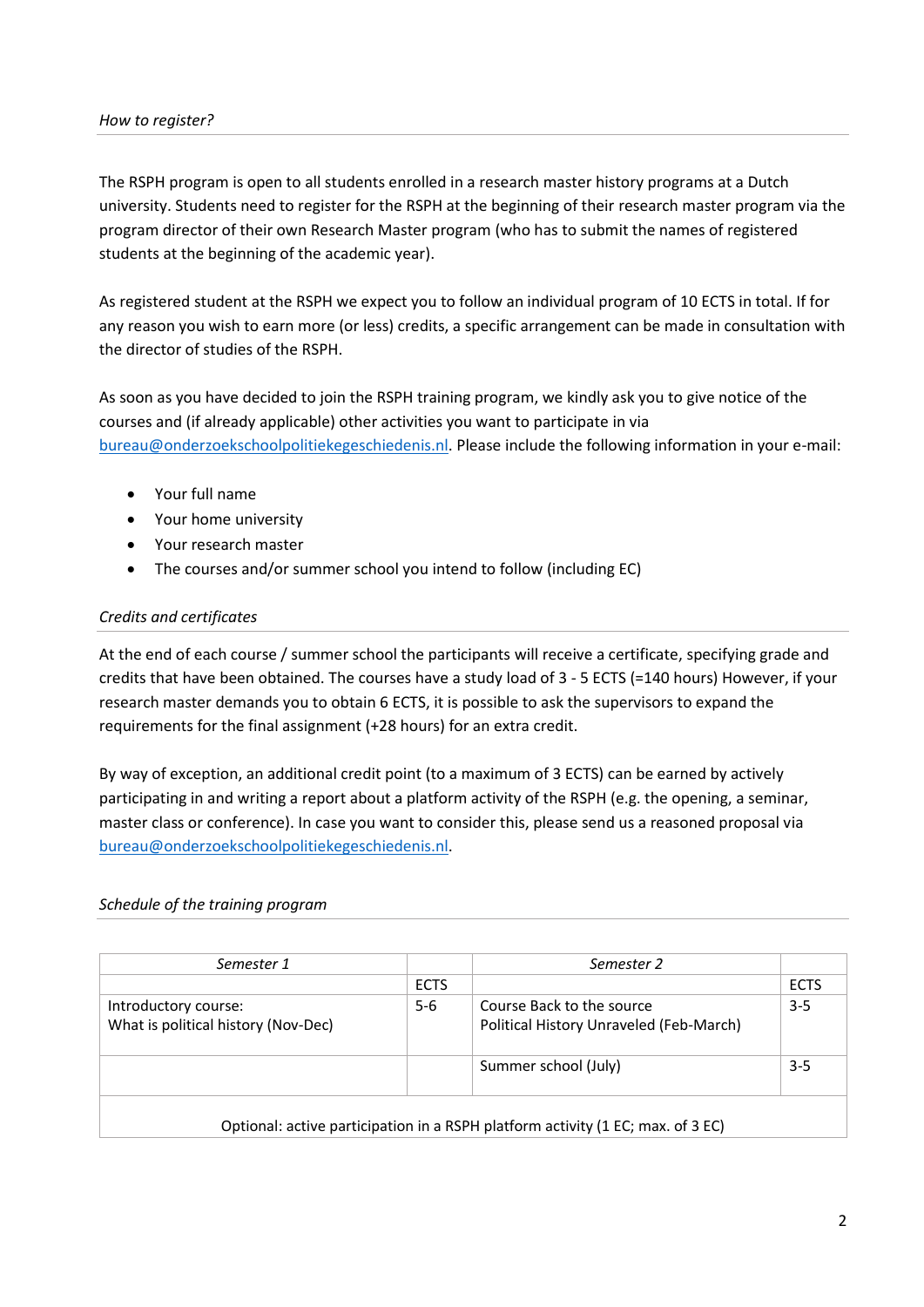*How to register?*

The RSPH program is open to all students enrolled in a research master history programs at a Dutch university. Students need to register for the RSPH at the beginning of their research master program via the program director of their own Research Master program (who has to submit the names of registered students at the beginning of the academic year).

As registered student at the RSPH we expect you to follow an individual program of 10 ECTS in total. If for any reason you wish to earn more (or less) credits, a specific arrangement can be made in consultation with the director of studies of the RSPH.

As soon as you have decided to join the RSPH training program, we kindly ask you to give notice of the courses and (if already applicable) other activities you want to participate in via bureau@onderzoekschoolpolitiekegeschiedenis.nl. Please include the following information in your e-mail:

- Your full name
- Your home university
- Your research master
- The courses and/or summer school you intend to follow (including EC)

*Credits and certificates*

At the end of each course / summer school the participants will receive a certificate, specifying grade and credits that have been obtained. The courses have a study load of 3 - 5 ECTS (=140 hours) However, if your research master demands you to obtain 6 ECTS, it is possible to ask the supervisors to expand the requirements for the final assignment (+28 hours) for an extra credit.

By way of exception, an additional credit point (to a maximum of 3 ECTS) can be earned by actively participating in and writing a report about a platform activity of the RSPH (e.g. the opening, a seminar, master class or conference). In case you want to consider this, please send us a reasoned proposal via bureau@onderzoekschoolpolitiekegeschiedenis.nl.

*Schedule of the training program*

| *Semester 1* | | *Semester 2* | |
|---|---|---|---|
| | ECTS | | ECTS |
| Introductory course: What is political history (Nov-Dec) | 5-6 | Course Back to the source Political History Unraveled (Feb-March) | 3-5 |
| | | Summer school (July) | 3-5 |
| Optional: active participation in a RSPH platform activity (1 EC; max. of 3 EC) | | | |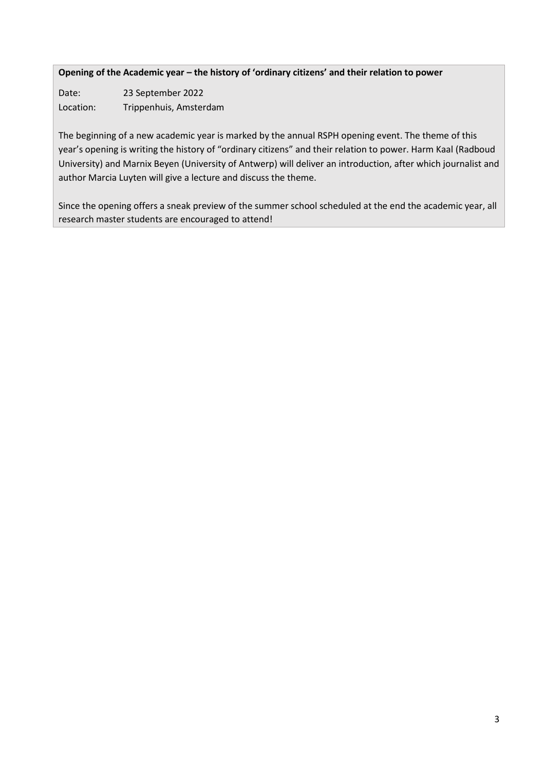**Opening of the Academic year – the history of 'ordinary citizens' and their relation to power**

Date: 23 September 2022
Location: Trippenhuis, Amsterdam

The beginning of a new academic year is marked by the annual RSPH opening event. The theme of this year's opening is writing the history of "ordinary citizens" and their relation to power. Harm Kaal (Radboud University) and Marnix Beyen (University of Antwerp) will deliver an introduction, after which journalist and author Marcia Luyten will give a lecture and discuss the theme.

Since the opening offers a sneak preview of the summer school scheduled at the end the academic year, all research master students are encouraged to attend!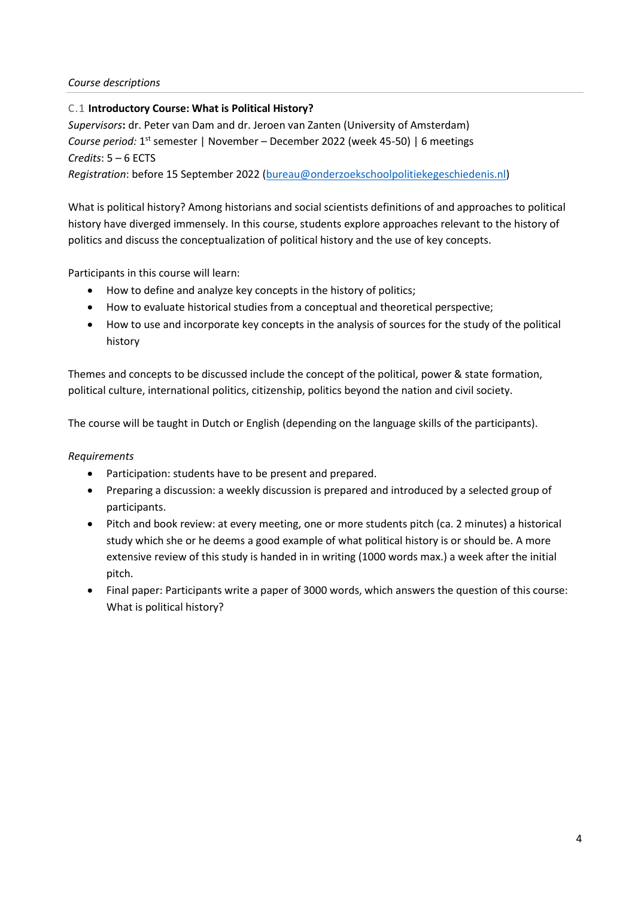*Course descriptions*

C.1 **Introductory Course: What is Political History?**

*Supervisors*: dr. Peter van Dam and dr. Jeroen van Zanten (University of Amsterdam)
*Course period:* 1st semester | November – December 2022 (week 45-50) | 6 meetings
*Credits*: 5 – 6 ECTS
*Registration*: before 15 September 2022 (bureau@onderzoekschoolpolitiekegeschiedenis.nl)

What is political history? Among historians and social scientists definitions of and approaches to political history have diverged immensely. In this course, students explore approaches relevant to the history of politics and discuss the conceptualization of political history and the use of key concepts.

Participants in this course will learn:

- How to define and analyze key concepts in the history of politics;
- How to evaluate historical studies from a conceptual and theoretical perspective;
- How to use and incorporate key concepts in the analysis of sources for the study of the political history

Themes and concepts to be discussed include the concept of the political, power & state formation, political culture, international politics, citizenship, politics beyond the nation and civil society.

The course will be taught in Dutch or English (depending on the language skills of the participants).

*Requirements*

- Participation: students have to be present and prepared.
- Preparing a discussion: a weekly discussion is prepared and introduced by a selected group of participants.
- Pitch and book review: at every meeting, one or more students pitch (ca. 2 minutes) a historical study which she or he deems a good example of what political history is or should be. A more extensive review of this study is handed in in writing (1000 words max.) a week after the initial pitch.
- Final paper: Participants write a paper of 3000 words, which answers the question of this course: What is political history?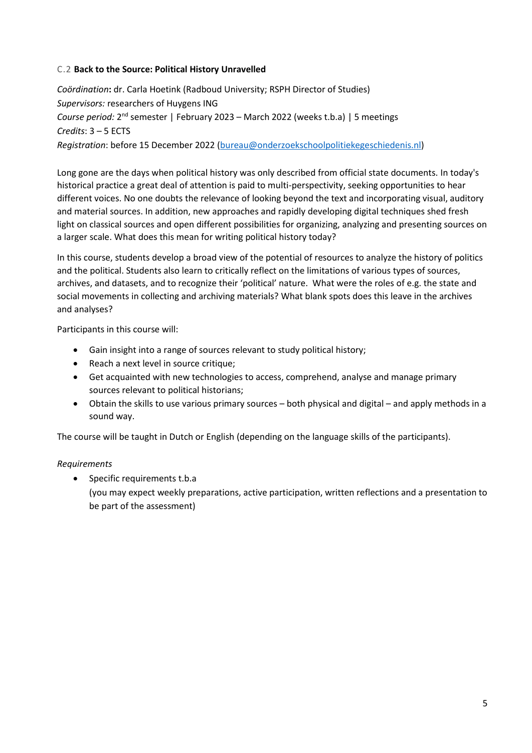### C.2 **Back to the Source: Political History Unravelled**

*Coördination***:** dr. Carla Hoetink (Radboud University; RSPH Director of Studies)
*Supervisors:* researchers of Huygens ING
*Course period:* 2nd semester | February 2023 – March 2022 (weeks t.b.a) | 5 meetings
*Credits*: 3 – 5 ECTS
*Registration*: before 15 December 2022 (bureau@onderzoekschoolpolitiekegeschiedenis.nl)

Long gone are the days when political history was only described from official state documents. In today's historical practice a great deal of attention is paid to multi-perspectivity, seeking opportunities to hear different voices. No one doubts the relevance of looking beyond the text and incorporating visual, auditory and material sources. In addition, new approaches and rapidly developing digital techniques shed fresh light on classical sources and open different possibilities for organizing, analyzing and presenting sources on a larger scale. What does this mean for writing political history today?

In this course, students develop a broad view of the potential of resources to analyze the history of politics and the political. Students also learn to critically reflect on the limitations of various types of sources, archives, and datasets, and to recognize their 'political' nature. What were the roles of e.g. the state and social movements in collecting and archiving materials? What blank spots does this leave in the archives and analyses?

Participants in this course will:

- Gain insight into a range of sources relevant to study political history;
- Reach a next level in source critique;
- Get acquainted with new technologies to access, comprehend, analyse and manage primary sources relevant to political historians;
- Obtain the skills to use various primary sources – both physical and digital – and apply methods in a sound way.

The course will be taught in Dutch or English (depending on the language skills of the participants).

*Requirements*

- Specific requirements t.b.a
  (you may expect weekly preparations, active participation, written reflections and a presentation to be part of the assessment)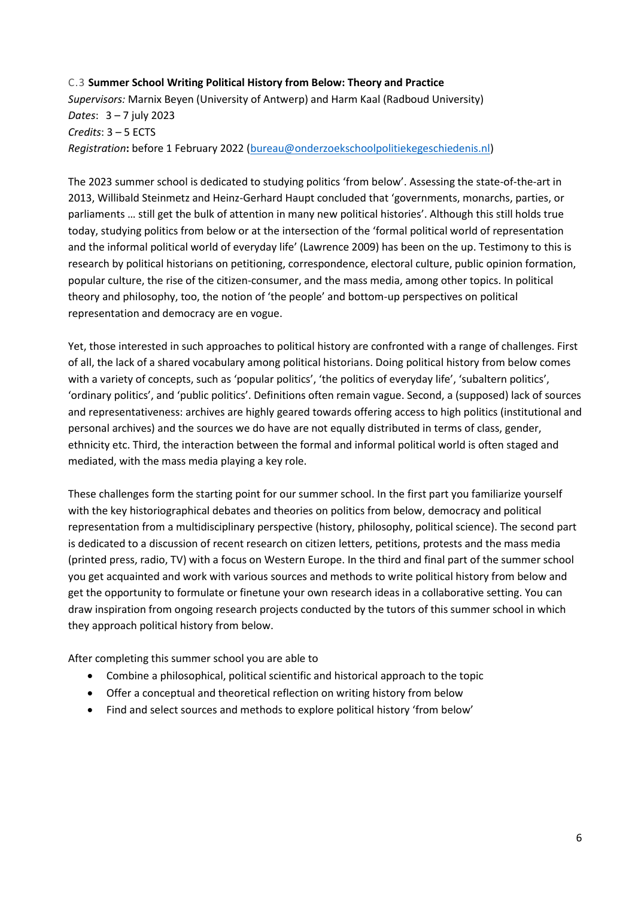### C.3 **Summer School Writing Political History from Below: Theory and Practice**

*Supervisors:* Marnix Beyen (University of Antwerp) and Harm Kaal (Radboud University)
*Dates*: 3 – 7 july 2023
*Credits*: 3 – 5 ECTS
*Registration*: before 1 February 2022 (bureau@onderzoekschoolpolitiekegeschiedenis.nl)

The 2023 summer school is dedicated to studying politics 'from below'. Assessing the state-of-the-art in 2013, Willibald Steinmetz and Heinz-Gerhard Haupt concluded that 'governments, monarchs, parties, or parliaments … still get the bulk of attention in many new political histories'. Although this still holds true today, studying politics from below or at the intersection of the 'formal political world of representation and the informal political world of everyday life' (Lawrence 2009) has been on the up. Testimony to this is research by political historians on petitioning, correspondence, electoral culture, public opinion formation, popular culture, the rise of the citizen-consumer, and the mass media, among other topics. In political theory and philosophy, too, the notion of 'the people' and bottom-up perspectives on political representation and democracy are en vogue.

Yet, those interested in such approaches to political history are confronted with a range of challenges. First of all, the lack of a shared vocabulary among political historians. Doing political history from below comes with a variety of concepts, such as 'popular politics', 'the politics of everyday life', 'subaltern politics', 'ordinary politics', and 'public politics'. Definitions often remain vague. Second, a (supposed) lack of sources and representativeness: archives are highly geared towards offering access to high politics (institutional and personal archives) and the sources we do have are not equally distributed in terms of class, gender, ethnicity etc. Third, the interaction between the formal and informal political world is often staged and mediated, with the mass media playing a key role.

These challenges form the starting point for our summer school. In the first part you familiarize yourself with the key historiographical debates and theories on politics from below, democracy and political representation from a multidisciplinary perspective (history, philosophy, political science). The second part is dedicated to a discussion of recent research on citizen letters, petitions, protests and the mass media (printed press, radio, TV) with a focus on Western Europe. In the third and final part of the summer school you get acquainted and work with various sources and methods to write political history from below and get the opportunity to formulate or finetune your own research ideas in a collaborative setting. You can draw inspiration from ongoing research projects conducted by the tutors of this summer school in which they approach political history from below.

After completing this summer school you are able to

- Combine a philosophical, political scientific and historical approach to the topic
- Offer a conceptual and theoretical reflection on writing history from below
- Find and select sources and methods to explore political history 'from below'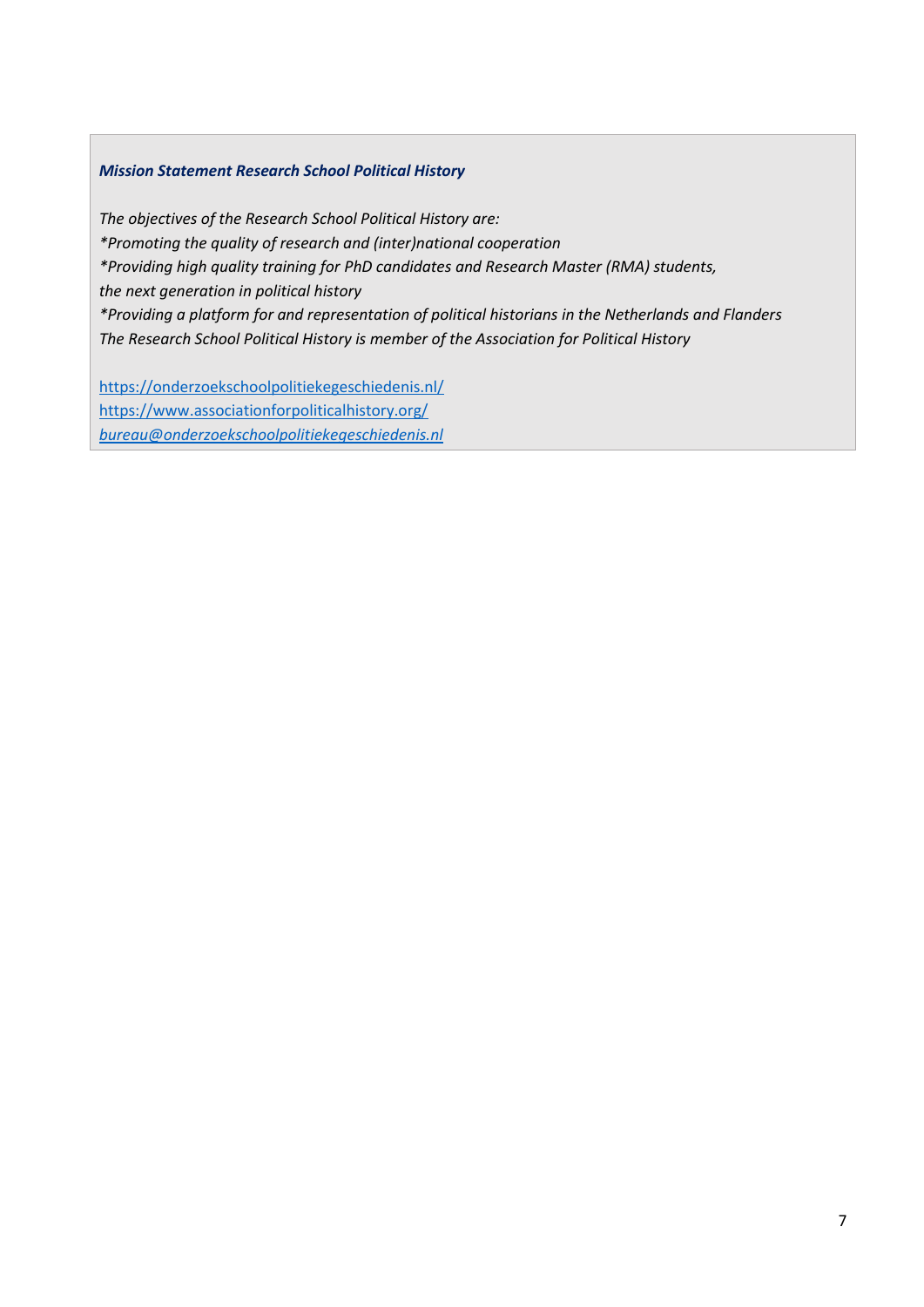***Mission Statement Research School Political History***

*The objectives of the Research School Political History are:*
*\*Promoting the quality of research and (inter)national cooperation*
*\*Providing high quality training for PhD candidates and Research Master (RMA) students, the next generation in political history*
*\*Providing a platform for and representation of political historians in the Netherlands and Flanders*
*The Research School Political History is member of the Association for Political History*

https://onderzoekschoolpolitiekegeschiedenis.nl/
https://www.associationforpoliticalhistory.org/
*bureau@onderzoekschoolpolitiekegeschiedenis.nl*